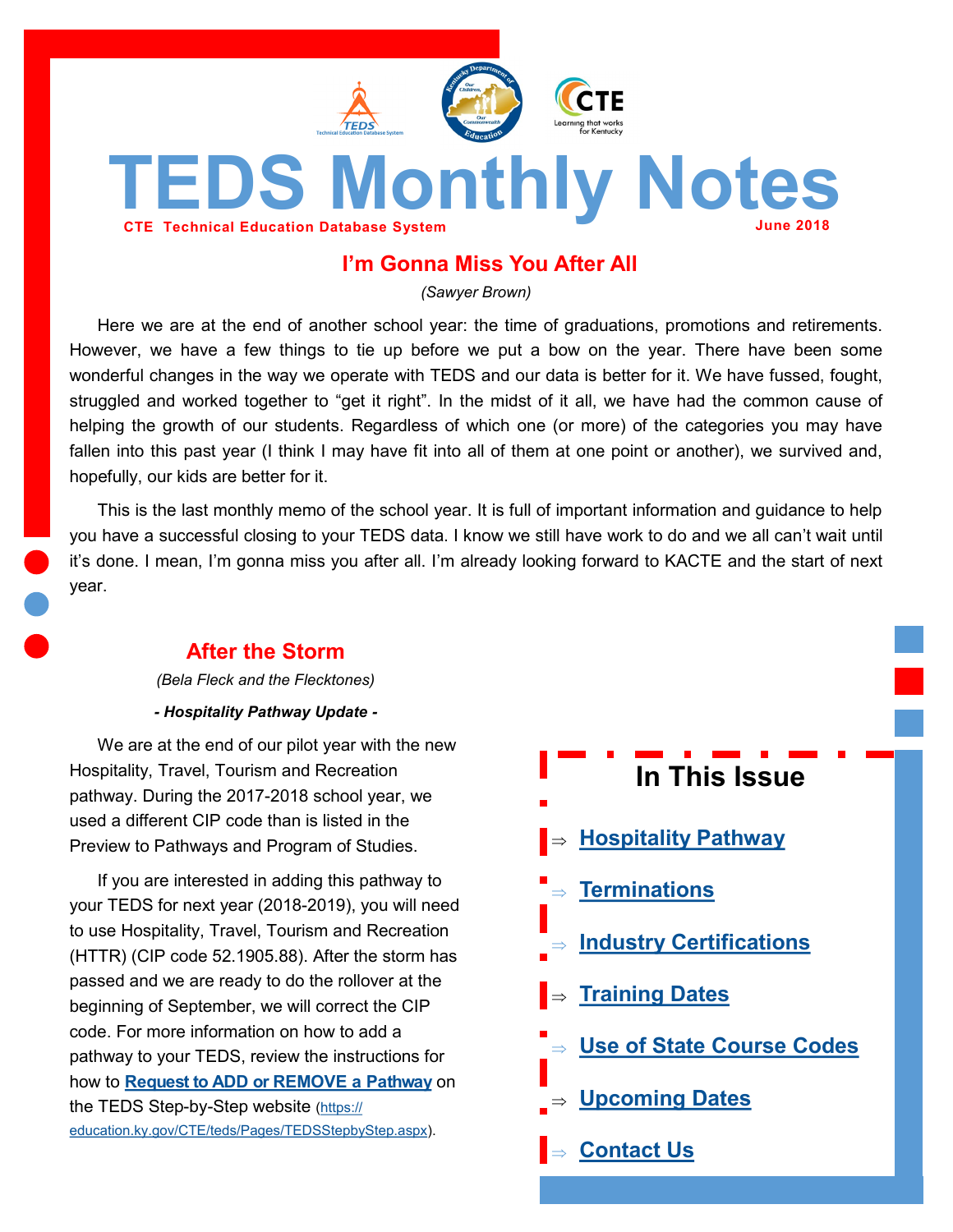# TEDS Monthly Notes

**CTE Technical Education Database System** — **June 2018**

## I'm Gonna Miss You After All

*(Sawyer Brown)*

Here we are at the end of another school year: the time of graduations, promotions and retirements. However, we have a few things to tie up before we put a bow on the year. There have been some wonderful changes in the way we operate with TEDS and our data is better for it. We have fussed, fought, struggled and worked together to "get it right". In the midst of it all, we have had the common cause of helping the growth of our students. Regardless of which one (or more) of the categories you may have fallen into this past year (I think I may have fit into all of them at one point or another), we survived and, hopefully, our kids are better for it.

This is the last monthly memo of the school year. It is full of important information and guidance to help you have a successful closing to your TEDS data. I know we still have work to do and we all can't wait until it's done. I mean, I'm gonna miss you after all. I'm already looking forward to KACTE and the start of next year.

## After the Storm

*(Bela Fleck and the Flecktones)*

***- Hospitality Pathway Update -***

We are at the end of our pilot year with the new Hospitality, Travel, Tourism and Recreation pathway. During the 2017-2018 school year, we used a different CIP code than is listed in the Preview to Pathways and Program of Studies.

If you are interested in adding this pathway to your TEDS for next year (2018-2019), you will need to use Hospitality, Travel, Tourism and Recreation (HTTR) (CIP code 52.1905.88). After the storm has passed and we are ready to do the rollover at the beginning of September, we will correct the CIP code. For more information on how to add a pathway to your TEDS, review the instructions for how to **Request to ADD or REMOVE a Pathway** on the TEDS Step-by-Step website (https://education.ky.gov/CTE/teds/Pages/TEDSStepbyStep.aspx).

## In This Issue

- ⇒ Hospitality Pathway
- ⇒ Terminations
- ⇒ Industry Certifications
- ⇒ Training Dates
- ⇒ Use of State Course Codes
- ⇒ Upcoming Dates
- ⇒ Contact Us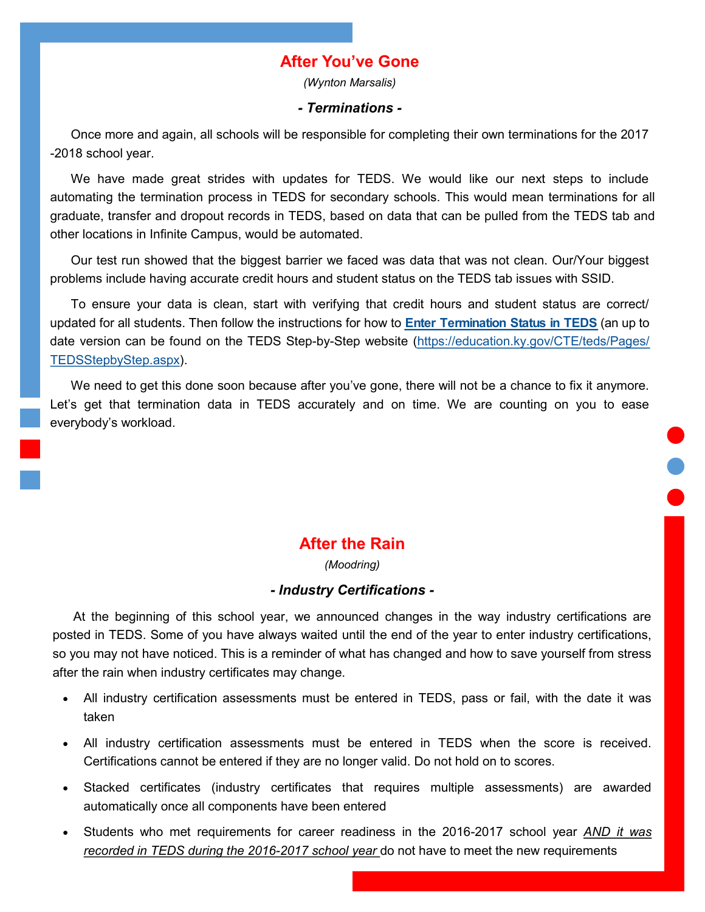## After You've Gone

*(Wynton Marsalis)*

***- Terminations -***

Once more and again, all schools will be responsible for completing their own terminations for the 2017 -2018 school year.

We have made great strides with updates for TEDS. We would like our next steps to include automating the termination process in TEDS for secondary schools. This would mean terminations for all graduate, transfer and dropout records in TEDS, based on data that can be pulled from the TEDS tab and other locations in Infinite Campus, would be automated.

Our test run showed that the biggest barrier we faced was data that was not clean. Our/Your biggest problems include having accurate credit hours and student status on the TEDS tab issues with SSID.

To ensure your data is clean, start with verifying that credit hours and student status are correct/ updated for all students. Then follow the instructions for how to **Enter Termination Status in TEDS** (an up to date version can be found on the TEDS Step-by-Step website (https://education.ky.gov/CTE/teds/Pages/TEDSStepbyStep.aspx).

We need to get this done soon because after you've gone, there will not be a chance to fix it anymore. Let's get that termination data in TEDS accurately and on time. We are counting on you to ease everybody's workload.

## After the Rain

*(Moodring)*

***- Industry Certifications -***

At the beginning of this school year, we announced changes in the way industry certifications are posted in TEDS. Some of you have always waited until the end of the year to enter industry certifications, so you may not have noticed. This is a reminder of what has changed and how to save yourself from stress after the rain when industry certificates may change.

- All industry certification assessments must be entered in TEDS, pass or fail, with the date it was taken
- All industry certification assessments must be entered in TEDS when the score is received. Certifications cannot be entered if they are no longer valid. Do not hold on to scores.
- Stacked certificates (industry certificates that requires multiple assessments) are awarded automatically once all components have been entered
- Students who met requirements for career readiness in the 2016-2017 school year *AND it was recorded in TEDS during the 2016-2017 school year* do not have to meet the new requirements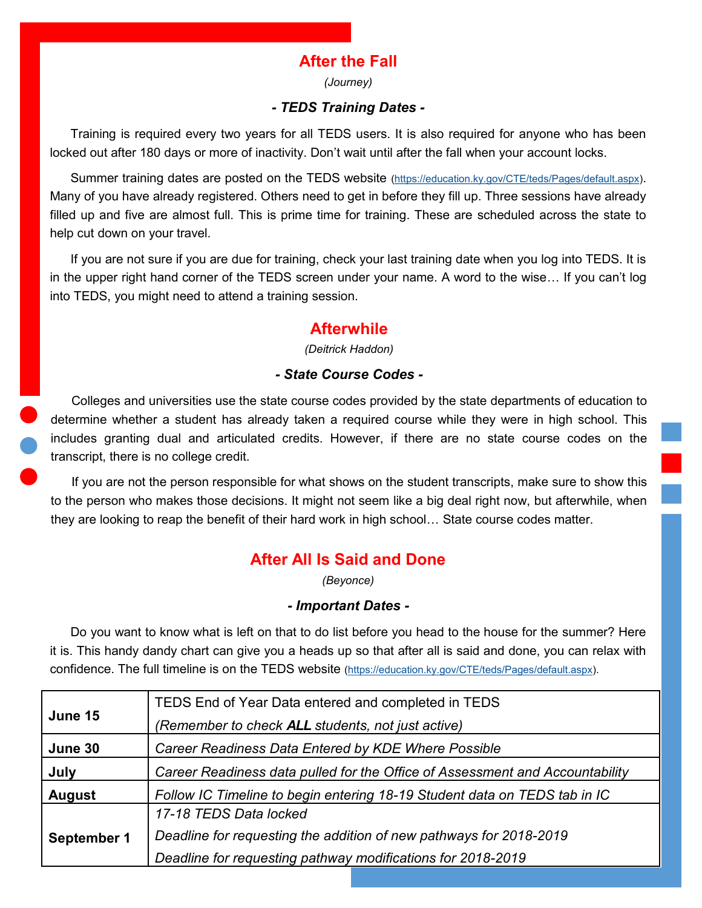## After the Fall

*(Journey)*

### *- TEDS Training Dates -*

Training is required every two years for all TEDS users. It is also required for anyone who has been locked out after 180 days or more of inactivity. Don't wait until after the fall when your account locks.

Summer training dates are posted on the TEDS website (https://education.ky.gov/CTE/teds/Pages/default.aspx). Many of you have already registered. Others need to get in before they fill up. Three sessions have already filled up and five are almost full. This is prime time for training. These are scheduled across the state to help cut down on your travel.

If you are not sure if you are due for training, check your last training date when you log into TEDS. It is in the upper right hand corner of the TEDS screen under your name. A word to the wise… If you can't log into TEDS, you might need to attend a training session.

## Afterwhile

*(Deitrick Haddon)*

### *- State Course Codes -*

Colleges and universities use the state course codes provided by the state departments of education to determine whether a student has already taken a required course while they were in high school. This includes granting dual and articulated credits. However, if there are no state course codes on the transcript, there is no college credit.

If you are not the person responsible for what shows on the student transcripts, make sure to show this to the person who makes those decisions. It might not seem like a big deal right now, but afterwhile, when they are looking to reap the benefit of their hard work in high school… State course codes matter.

## After All Is Said and Done

*(Beyonce)*

### *- Important Dates -*

Do you want to know what is left on that to do list before you head to the house for the summer? Here it is. This handy dandy chart can give you a heads up so that after all is said and done, you can relax with confidence. The full timeline is on the TEDS website (https://education.ky.gov/CTE/teds/Pages/default.aspx).

| | |
|---|---|
| **June 15** | TEDS End of Year Data entered and completed in TEDS<br>*(Remember to check **ALL** students, not just active)* |
| **June 30** | *Career Readiness Data Entered by KDE Where Possible* |
| **July** | *Career Readiness data pulled for the Office of Assessment and Accountability* |
| **August** | *Follow IC Timeline to begin entering 18-19 Student data on TEDS tab in IC* |
| **September 1** | *17-18 TEDS Data locked*<br>*Deadline for requesting the addition of new pathways for 2018-2019*<br>*Deadline for requesting pathway modifications for 2018-2019* |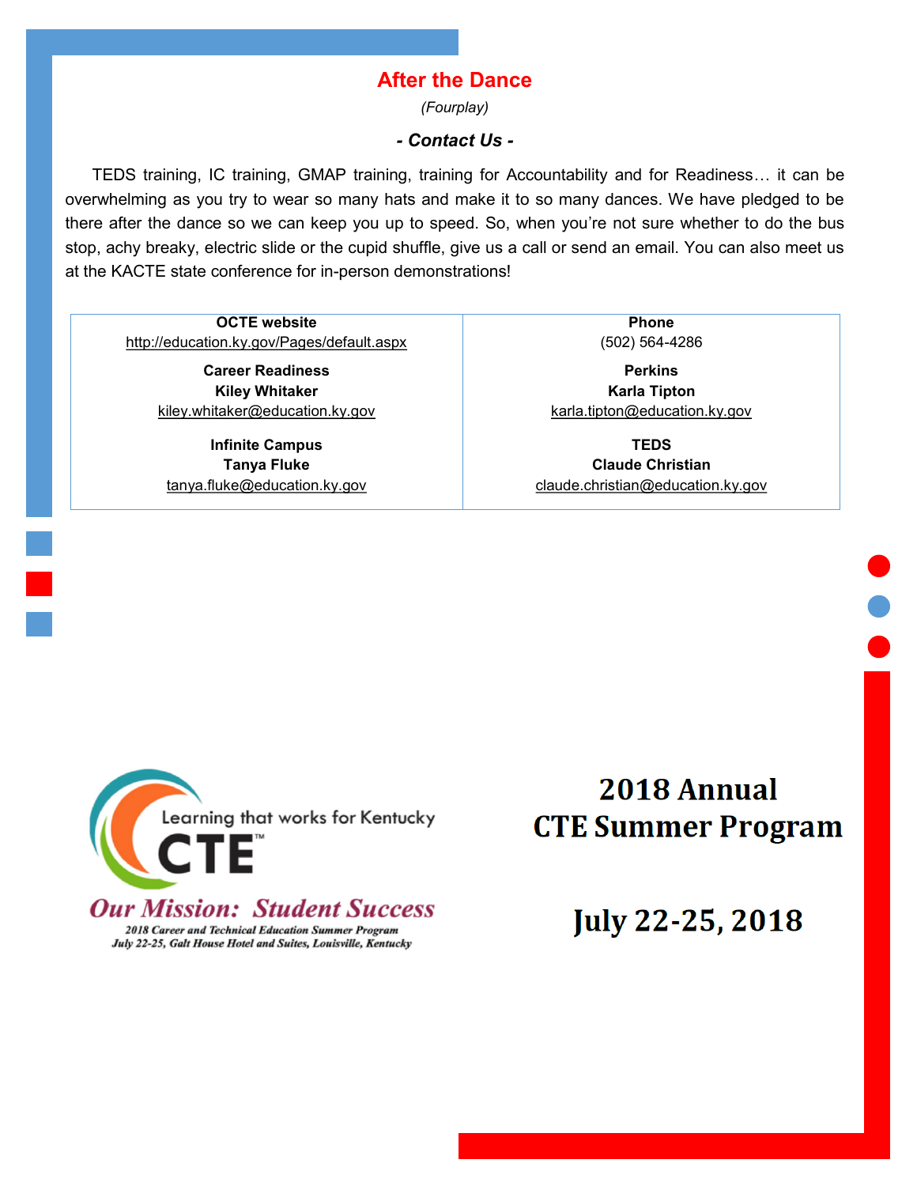## After the Dance

*(Fourplay)*

### *- Contact Us -*

TEDS training, IC training, GMAP training, training for Accountability and for Readiness… it can be overwhelming as you try to wear so many hats and make it to so many dances. We have pledged to be there after the dance so we can keep you up to speed. So, when you're not sure whether to do the bus stop, achy breaky, electric slide or the cupid shuffle, give us a call or send an email. You can also meet us at the KACTE state conference for in-person demonstrations!

| | |
|---|---|
| **OCTE website**<br>http://education.ky.gov/Pages/default.aspx | **Phone**<br>(502) 564-4286 |
| **Career Readiness**<br>**Kiley Whitaker**<br>kiley.whitaker@education.ky.gov | **Perkins**<br>**Karla Tipton**<br>karla.tipton@education.ky.gov |
| **Infinite Campus**<br>**Tanya Fluke**<br>tanya.fluke@education.ky.gov | **TEDS**<br>**Claude Christian**<br>claude.christian@education.ky.gov |

Learning that works for Kentucky

CTE™

*Our Mission: Student Success*

*2018 Career and Technical Education Summer Program*
*July 22-25, Galt House Hotel and Suites, Louisville, Kentucky*

# 2018 Annual CTE Summer Program

# July 22-25, 2018